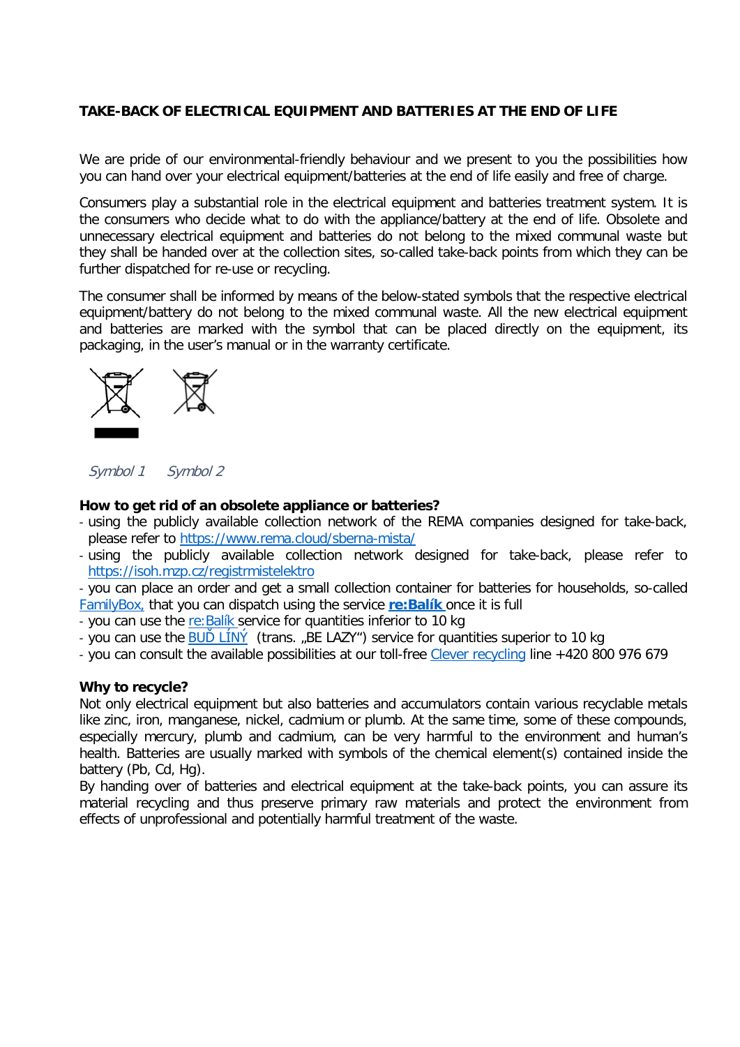## TAKE-BACK OF ELECTRICAL EQUIPMENT AND BATTERIES AT THE END OF LIFE

We are pride of our environmental-friendly behaviour and we present to you the possibilities how you can hand over your electrical equipment/batteries at the end of life easily and free of charge.

Consumers play a substantial role in the electrical equipment and batteries treatment system. It is the consumers who decide what to do with the appliance/battery at the end of life. Obsolete and unnecessary electrical equipment and batteries do not belong to the mixed communal waste but they shall be handed over at the collection sites, so-called take-back points from which they can be further dispatched for re-use or recycling.

The consumer shall be informed by means of the below-stated symbols that the respective electrical equipment/battery do not belong to the mixed communal waste. All the new electrical equipment and batteries are marked with the symbol that can be placed directly on the equipment, its packaging, in the user's manual or in the warranty certificate.

*Symbol 1* *Symbol 2*

**How to get rid of an obsolete appliance or batteries?**

- using the publicly available collection network of the REMA companies designed for take-back, please refer to https://www.rema.cloud/sberna-mista/
- using the publicly available collection network designed for take-back, please refer to https://isoh.mzp.cz/registrmistelektro
- you can place an order and get a small collection container for batteries for households, so-called FamilyBox, that you can dispatch using the service **re:Balík** once it is full
- you can use the re:Balík service for quantities inferior to 10 kg
- you can use the BUĎ LÍNÝ (trans. „BE LAZY") service for quantities superior to 10 kg
- you can consult the available possibilities at our toll-free Clever recycling line +420 800 976 679

**Why to recycle?**

Not only electrical equipment but also batteries and accumulators contain various recyclable metals like zinc, iron, manganese, nickel, cadmium or plumb. At the same time, some of these compounds, especially mercury, plumb and cadmium, can be very harmful to the environment and human's health. Batteries are usually marked with symbols of the chemical element(s) contained inside the battery (Pb, Cd, Hg).

By handing over of batteries and electrical equipment at the take-back points, you can assure its material recycling and thus preserve primary raw materials and protect the environment from effects of unprofessional and potentially harmful treatment of the waste.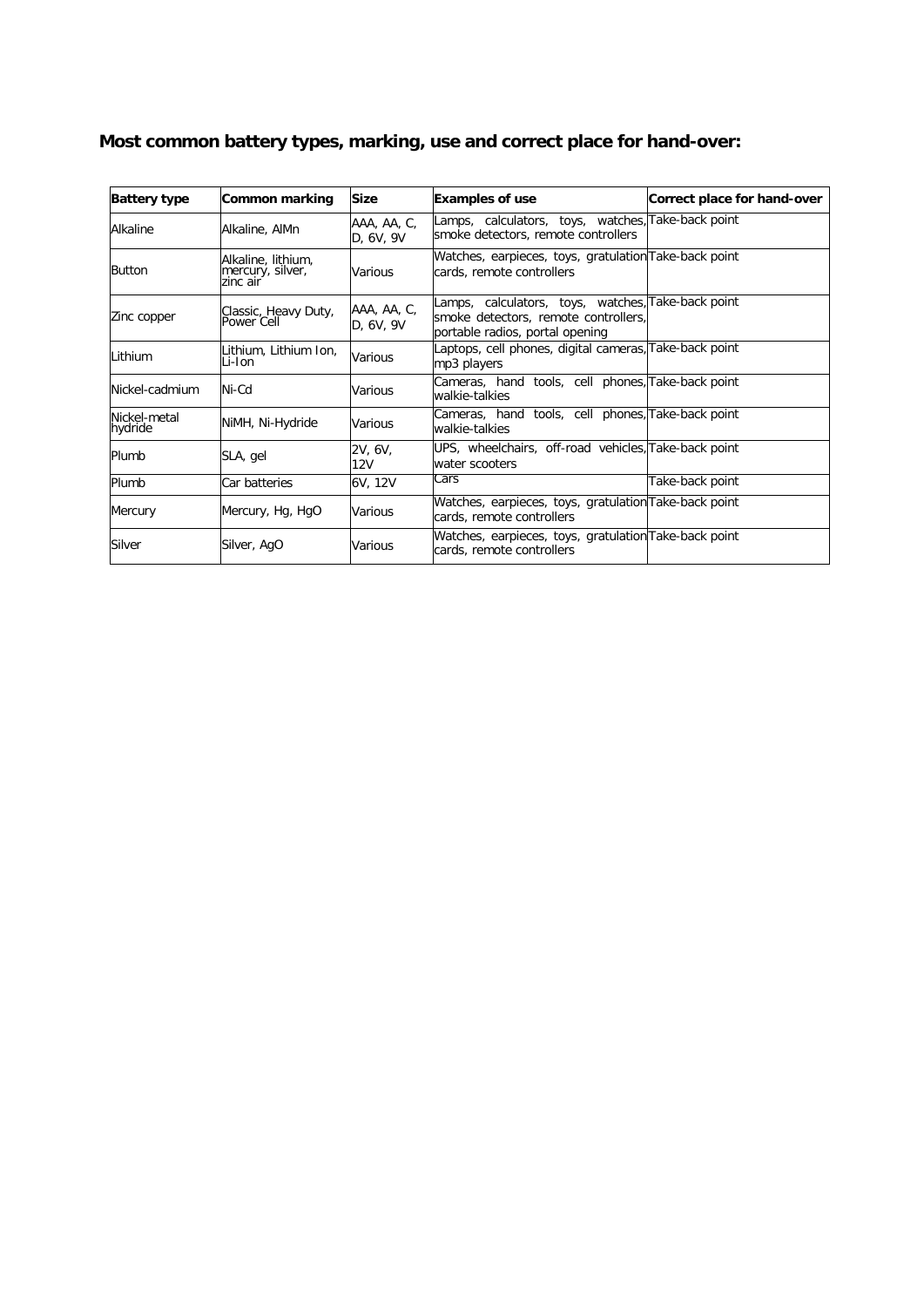## Most common battery types, marking, use and correct place for hand-over:

| Battery type | Common marking | Size | Examples of use | Correct place for hand-over |
|---|---|---|---|---|
| Alkaline | Alkaline, AlMn | AAA, AA, C, D, 6V, 9V | Lamps, calculators, toys, watches, smoke detectors, remote controllers | Take-back point |
| Button | Alkaline, lithium, mercury, silver, zinc air | Various | Watches, earpieces, toys, gratulation cards, remote controllers | Take-back point |
| Zinc copper | Classic, Heavy Duty, Power Cell | AAA, AA, C, D, 6V, 9V | Lamps, calculators, toys, watches, smoke detectors, remote controllers, portable radios, portal opening | Take-back point |
| Lithium | Lithium, Lithium Ion, Li-Ion | Various | Laptops, cell phones, digital cameras, mp3 players | Take-back point |
| Nickel-cadmium | Ni-Cd | Various | Cameras, hand tools, cell phones, walkie-talkies | Take-back point |
| Nickel-metal hydride | NiMH, Ni-Hydride | Various | Cameras, hand tools, cell phones, walkie-talkies | Take-back point |
| Plumb | SLA, gel | 2V, 6V, 12V | UPS, wheelchairs, off-road vehicles, water scooters | Take-back point |
| Plumb | Car batteries | 6V, 12V | Cars | Take-back point |
| Mercury | Mercury, Hg, HgO | Various | Watches, earpieces, toys, gratulation cards, remote controllers | Take-back point |
| Silver | Silver, AgO | Various | Watches, earpieces, toys, gratulation cards, remote controllers | Take-back point |